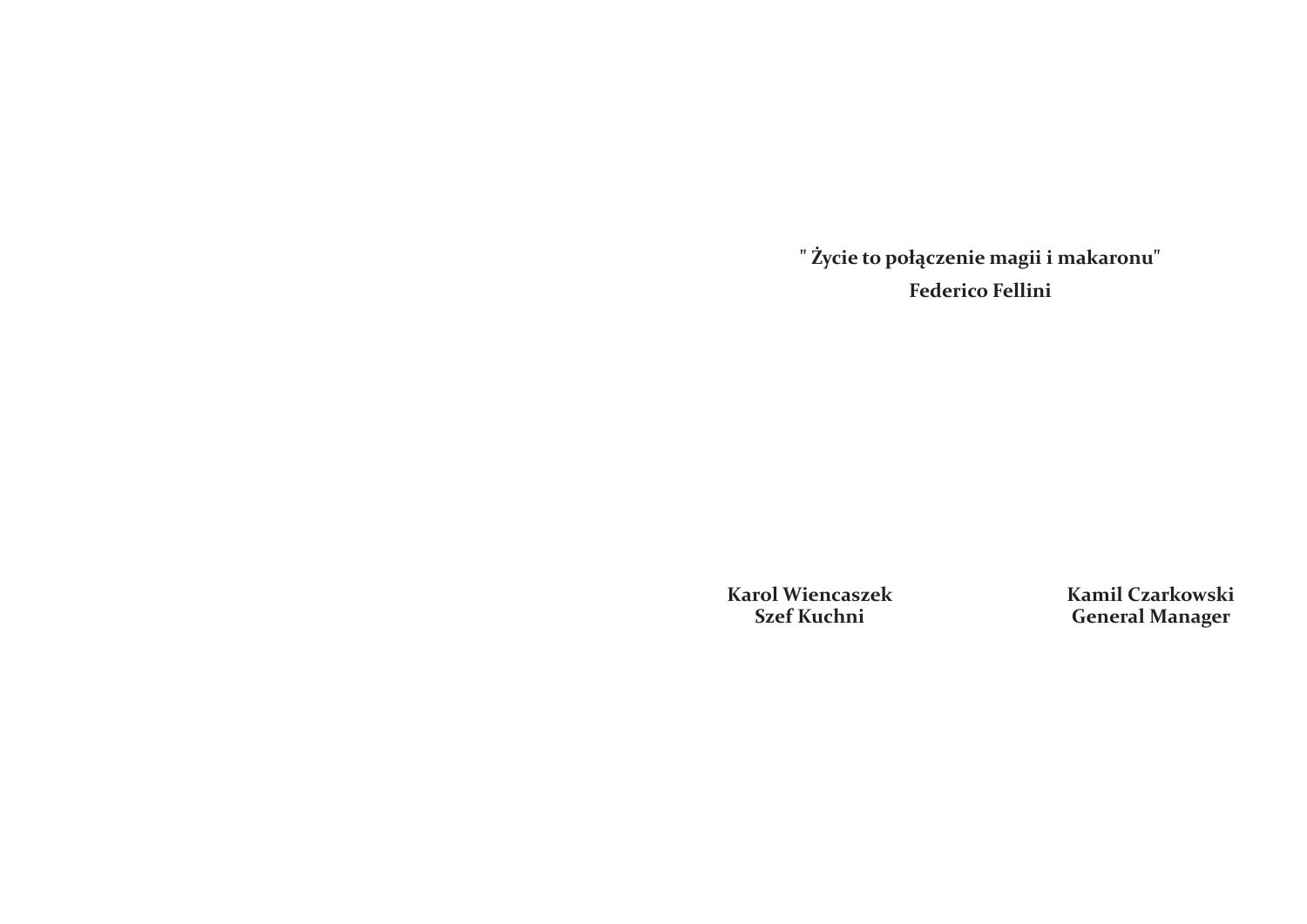**" Życie to połączenie magii i makaronu"**

**Federico Fellini**

**Karol Wiencaszek**
**Szef Kuchni**

**Kamil Czarkowski**
**General Manager**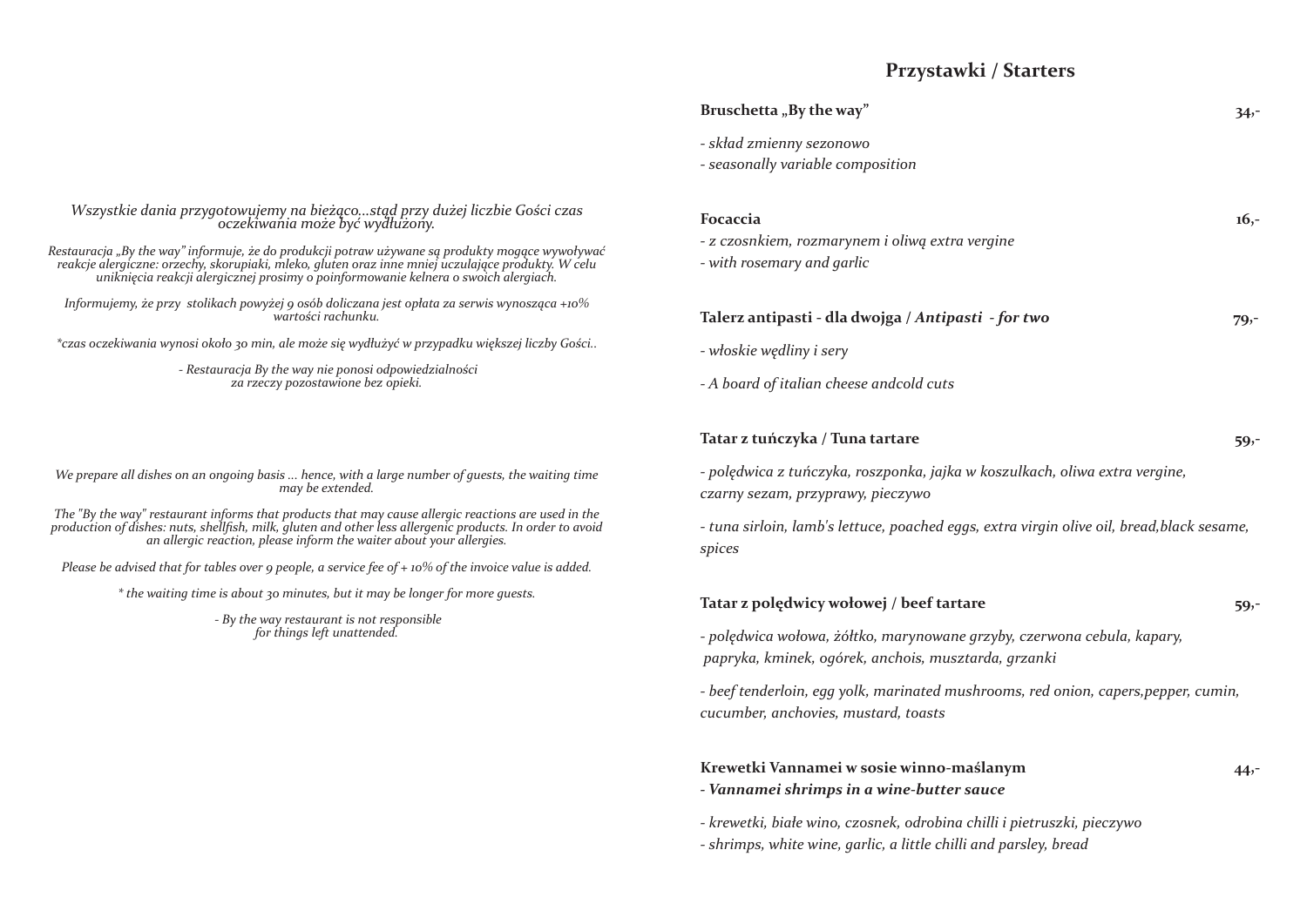*Wszystkie dania przygotowujemy na bieżąco...stąd przy dużej liczbie Gości czas oczekiwania może być wydłużony.*

*Restauracja „By the way" informuje, że do produkcji potraw używane są produkty mogące wywoływać reakcje alergiczne: orzechy, skorupiaki, mleko, gluten oraz inne mniej uczulające produkty. W celu uniknięcia reakcji alergicznej prosimy o poinformowanie kelnera o swoich alergiach.*

*Informujemy, że przy stolikach powyżej 9 osób doliczana jest opłata za serwis wynosząca +10% wartości rachunku.*

*\*czas oczekiwania wynosi około 30 min, ale może się wydłużyć w przypadku większej liczby Gości..*

*- Restauracja By the way nie ponosi odpowiedzialności za rzeczy pozostawione bez opieki.*

*We prepare all dishes on an ongoing basis ... hence, with a large number of guests, the waiting time may be extended.*

*The "By the way" restaurant informs that products that may cause allergic reactions are used in the production of dishes: nuts, shellfish, milk, gluten and other less allergenic products. In order to avoid an allergic reaction, please inform the waiter about your allergies.*

*Please be advised that for tables over 9 people, a service fee of + 10% of the invoice value is added.*

*\* the waiting time is about 30 minutes, but it may be longer for more guests.*

*- By the way restaurant is not responsible for things left unattended.*

## Przystawki / Starters

**Bruschetta „By the way"** — 34,-

*- skład zmienny sezonowo*
*- seasonally variable composition*

**Focaccia** — 16,-

*- z czosnkiem, rozmarynem i oliwą extra vergine*
*- with rosemary and garlic*

**Talerz antipasti - dla dwojga / *Antipasti - for two*** — 79,-

*- włoskie wędliny i sery*

*- A board of italian cheese andcold cuts*

**Tatar z tuńczyka / Tuna tartare** — 59,-

*- polędwica z tuńczyka, roszponka, jajka w koszulkach, oliwa extra vergine, czarny sezam, przyprawy, pieczywo*

*- tuna sirloin, lamb's lettuce, poached eggs, extra virgin olive oil, bread,black sesame, spices*

**Tatar z polędwicy wołowej / beef tartare** — 59,-

*- polędwica wołowa, żółtko, marynowane grzyby, czerwona cebula, kapary, papryka, kminek, ogórek, anchois, musztarda, grzanki*

*- beef tenderloin, egg yolk, marinated mushrooms, red onion, capers,pepper, cumin, cucumber, anchovies, mustard, toasts*

**Krewetki Vannamei w sosie winno-maślanym** — 44,-
***- Vannamei shrimps in a wine-butter sauce***

*- krewetki, białe wino, czosnek, odrobina chilli i pietruszki, pieczywo*
*- shrimps, white wine, garlic, a little chilli and parsley, bread*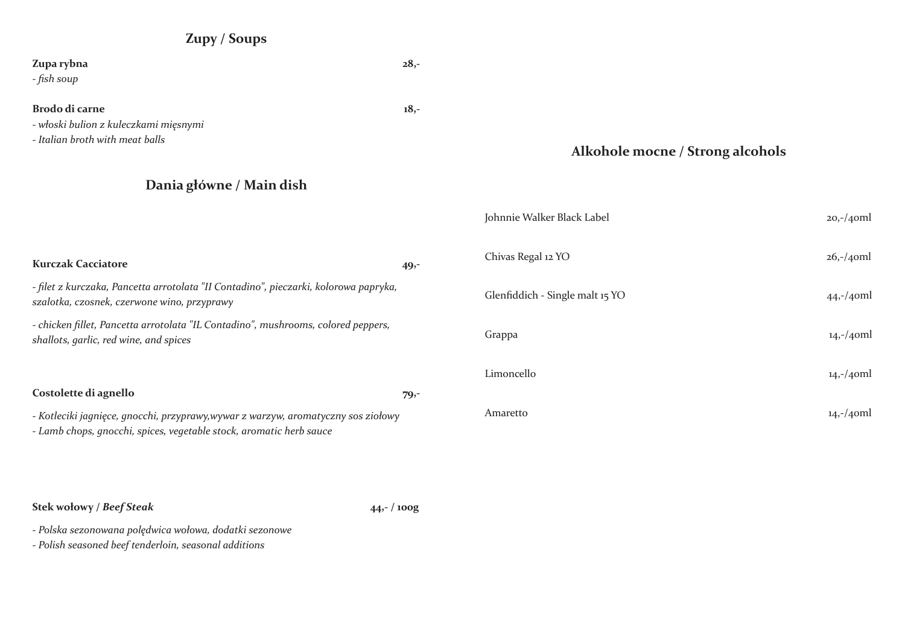## Zupy / Soups

**Zupa rybna** **28,-**
*- fish soup*

**Brodo di carne** **18,-**
*- włoski bulion z kuleczkami mięsnymi*
*- Italian broth with meat balls*

## Dania główne / Main dish

**Kurczak Cacciatore** **49,-**

*- filet z kurczaka, Pancetta arrotolata "II Contadino", pieczarki, kolorowa papryka, szalotka, czosnek, czerwone wino, przyprawy*

*- chicken fillet, Pancetta arrotolata "IL Contadino", mushrooms, colored peppers, shallots, garlic, red wine, and spices*

**Costolette di agnello** **79,-**

*- Kotleciki jagnięce, gnocchi, przyprawy,wywar z warzyw, aromatyczny sos ziołowy*
*- Lamb chops, gnocchi, spices, vegetable stock, aromatic herb sauce*

**Stek wołowy /** ***Beef Steak*** **44,- / 100g**

*- Polska sezonowana polędwica wołowa, dodatki sezonowe*
*- Polish seasoned beef tenderloin, seasonal additions*

## Alkohole mocne / Strong alcohols

| | |
|---|---|
| Johnnie Walker Black Label | 20,-/40ml |
| Chivas Regal 12 YO | 26,-/40ml |
| Glenfiddich - Single malt 15 YO | 44,-/40ml |
| Grappa | 14,-/40ml |
| Limoncello | 14,-/40ml |
| Amaretto | 14,-/40ml |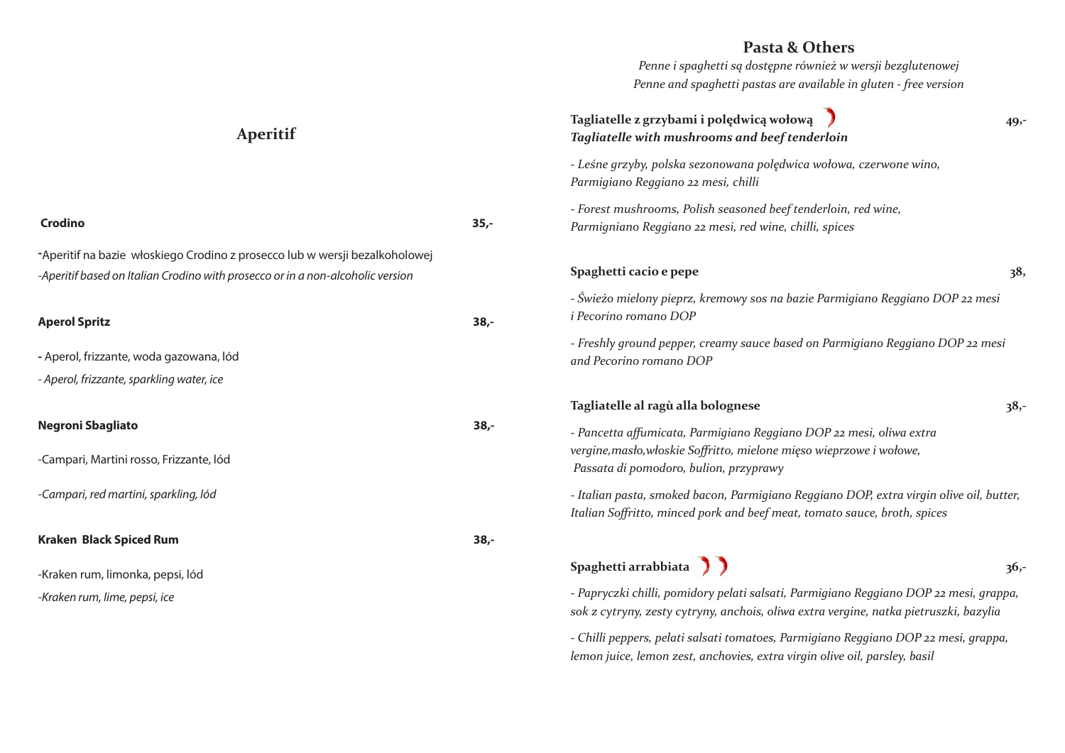## Aperitif

**Crodino** — **35,-**

-Aperitif na bazie włoskiego Crodino z prosecco lub w wersji bezalkoholowej

*-Aperitif based on Italian Crodino with prosecco or in a non-alcoholic version*

**Aperol Spritz** — **38,-**

**-** Aperol, frizzante, woda gazowana, lód

*- Aperol, frizzante, sparkling water, ice*

**Negroni Sbagliato** — **38,-**

-Campari, Martini rosso, Frizzante, lód

*-Campari, red martini, sparkling, lód*

**Kraken Black Spiced Rum** — **38,-**

-Kraken rum, limonka, pepsi, lód

*-Kraken rum, lime, pepsi, ice*

## Pasta & Others

*Penne i spaghetti są dostępne również w wersji bezglutenowej*

*Penne and spaghetti pastas are available in gluten - free version*

**Tagliatelle z grzybami i polędwicą wołową** — **49,-**

***Tagliatelle with mushrooms and beef tenderloin***

*- Leśne grzyby, polska sezonowana polędwica wołowa, czerwone wino, Parmigiano Reggiano 22 mesi, chilli*

*- Forest mushrooms, Polish seasoned beef tenderloin, red wine, Parmigniano Reggiano 22 mesi, red wine, chilli, spices*

**Spaghetti cacio e pepe** — **38,**

*- Świeżo mielony pieprz, kremowy sos na bazie Parmigiano Reggiano DOP 22 mesi i Pecorino romano DOP*

*- Freshly ground pepper, creamy sauce based on Parmigiano Reggiano DOP 22 mesi and Pecorino romano DOP*

**Tagliatelle al ragù alla bolognese** — **38,-**

*- Pancetta affumicata, Parmigiano Reggiano DOP 22 mesi, oliwa extra vergine,masło,włoskie Soffritto, mielone mięso wieprzowe i wołowe, Passata di pomodoro, bulion, przyprawy*

*- Italian pasta, smoked bacon, Parmigiano Reggiano DOP, extra virgin olive oil, butter, Italian Soffritto, minced pork and beef meat, tomato sauce, broth, spices*

**Spaghetti arrabbiata** — **36,-**

*- Papryczki chilli, pomidory pelati salsati, Parmigiano Reggiano DOP 22 mesi, grappa, sok z cytryny, zesty cytryny, anchois, oliwa extra vergine, natka pietruszki, bazylia*

*- Chilli peppers, pelati salsati tomatoes, Parmigiano Reggiano DOP 22 mesi, grappa, lemon juice, lemon zest, anchovies, extra virgin olive oil, parsley, basil*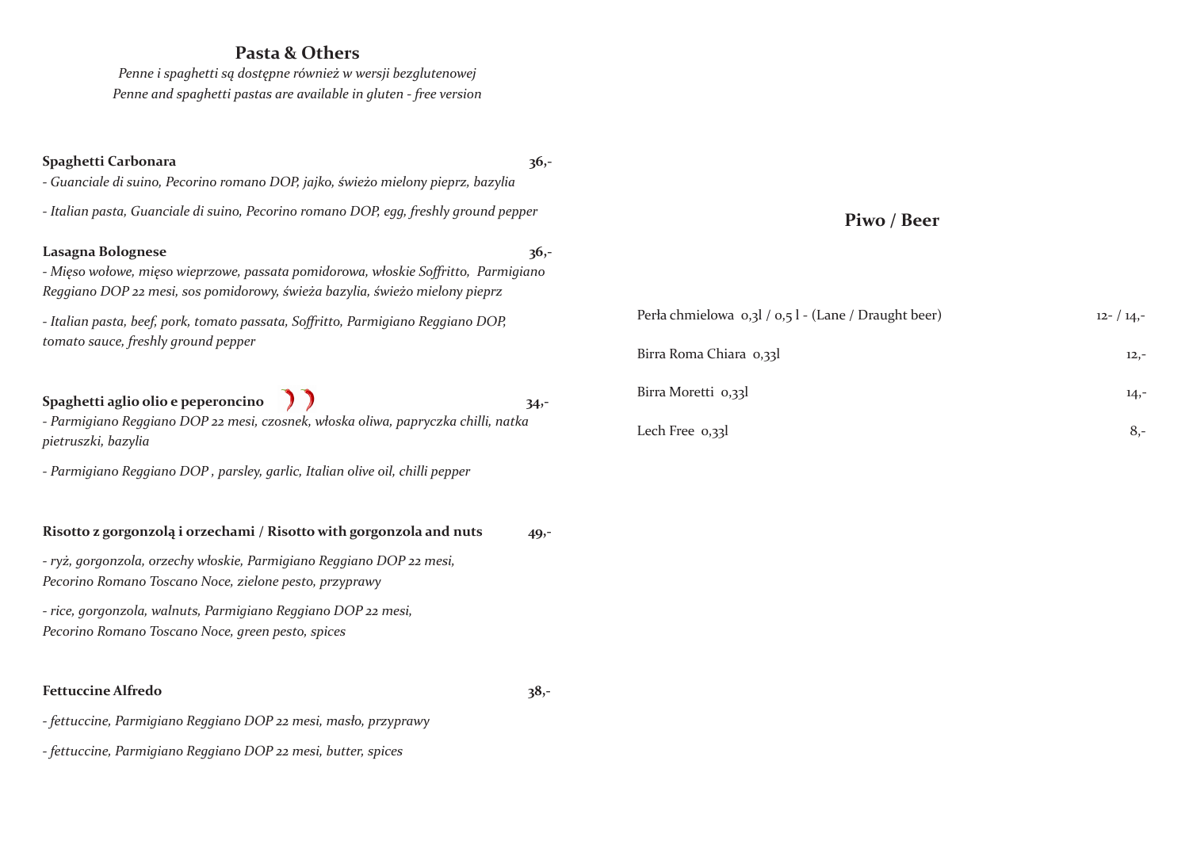## Pasta & Others

*Penne i spaghetti są dostępne również w wersji bezglutenowej*

*Penne and spaghetti pastas are available in gluten - free version*

**Spaghetti Carbonara** **36,-**

*- Guanciale di suino, Pecorino romano DOP, jajko, świeżo mielony pieprz, bazylia*

*- Italian pasta, Guanciale di suino, Pecorino romano DOP, egg, freshly ground pepper*

**Lasagna Bolognese** **36,-**

*- Mięso wołowe, mięso wieprzowe, passata pomidorowa, włoskie Soffritto, Parmigiano Reggiano DOP 22 mesi, sos pomidorowy, świeża bazylia, świeżo mielony pieprz*

*- Italian pasta, beef, pork, tomato passata, Soffritto, Parmigiano Reggiano DOP, tomato sauce, freshly ground pepper*

**Spaghetti aglio olio e peperoncino** **34,-**

*- Parmigiano Reggiano DOP 22 mesi, czosnek, włoska oliwa, papryczka chilli, natka pietruszki, bazylia*

*- Parmigiano Reggiano DOP , parsley, garlic, Italian olive oil, chilli pepper*

**Risotto z gorgonzolą i orzechami / Risotto with gorgonzola and nuts** **49,-**

*- ryż, gorgonzola, orzechy włoskie, Parmigiano Reggiano DOP 22 mesi, Pecorino Romano Toscano Noce, zielone pesto, przyprawy*

*- rice, gorgonzola, walnuts, Parmigiano Reggiano DOP 22 mesi, Pecorino Romano Toscano Noce, green pesto, spices*

**Fettuccine Alfredo** **38,-**

*- fettuccine, Parmigiano Reggiano DOP 22 mesi, masło, przyprawy*

*- fettuccine, Parmigiano Reggiano DOP 22 mesi, butter, spices*

## Piwo / Beer

| | |
|---|---|
| Perła chmielowa 0,3l / 0,5 l - (Lane / Draught beer) | 12- / 14,- |
| Birra Roma Chiara 0,33l | 12,- |
| Birra Moretti 0,33l | 14,- |
| Lech Free 0,33l | 8,- |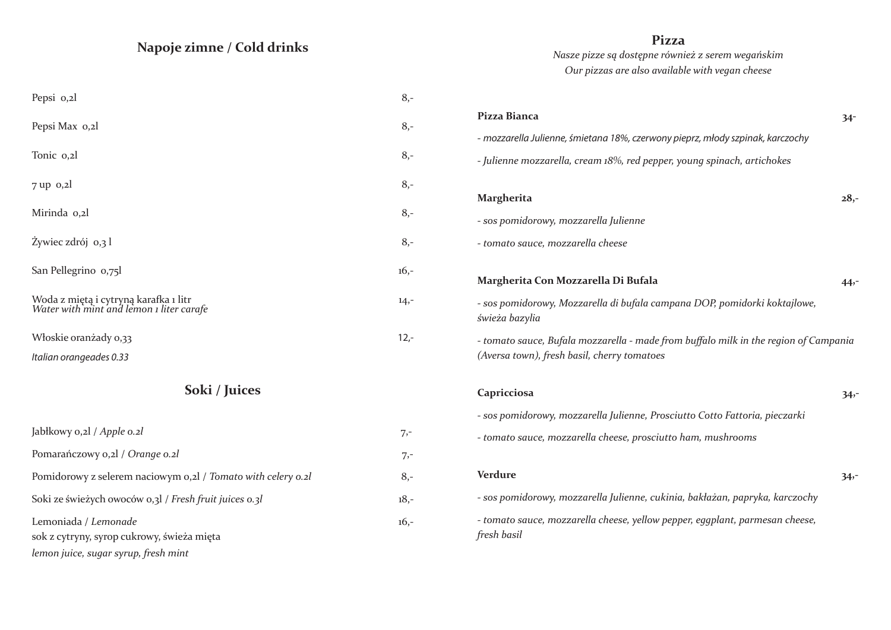## Napoje zimne / Cold drinks

| | |
|---|---|
| Pepsi 0,2l | 8,- |
| Pepsi Max 0,2l | 8,- |
| Tonic 0,2l | 8,- |
| 7 up 0,2l | 8,- |
| Mirinda 0,2l | 8,- |
| Żywiec zdrój 0,3 l | 8,- |
| San Pellegrino 0,75l | 16,- |
| Woda z miętą i cytryną karafka 1 litr<br>*Water with mint and lemon 1 liter carafe* | 14,- |
| Włoskie oranżady 0,33<br>*Italian orangeades 0.33* | 12,- |

## Soki / Juices

| | |
|---|---|
| Jabłkowy 0,2l / *Apple 0.2l* | 7,- |
| Pomarańczowy 0,2l / *Orange 0.2l* | 7,- |
| Pomidorowy z selerem naciowym 0,2l / *Tomato with celery 0.2l* | 8,- |
| Soki ze świeżych owoców 0,3l / *Fresh fruit juices 0.3l* | 18,- |
| Lemoniada / *Lemonade*<br>sok z cytryny, syrop cukrowy, świeża mięta<br>*lemon juice, sugar syrup, fresh mint* | 16,- |

## Pizza

*Nasze pizze są dostępne również z serem wegańskim*

*Our pizzas are also available with vegan cheese*

**Pizza Bianca** — 34-

*- mozzarella Julienne, śmietana 18%, czerwony pieprz, młody szpinak, karczochy*

*- Julienne mozzarella, cream 18%, red pepper, young spinach, artichokes*

**Margherita** — 28,-

*- sos pomidorowy, mozzarella Julienne*

*- tomato sauce, mozzarella cheese*

**Margherita Con Mozzarella Di Bufala** — 44,-

*- sos pomidorowy, Mozzarella di bufala campana DOP, pomidorki koktajlowe, świeża bazylia*

*- tomato sauce, Bufala mozzarella - made from buffalo milk in the region of Campania (Aversa town), fresh basil, cherry tomatoes*

**Capricciosa** — 34,-

*- sos pomidorowy, mozzarella Julienne, Prosciutto Cotto Fattoria, pieczarki*

*- tomato sauce, mozzarella cheese, prosciutto ham, mushrooms*

**Verdure** — 34,-

*- sos pomidorowy, mozzarella Julienne, cukinia, bakłażan, papryka, karczochy*

*- tomato sauce, mozzarella cheese, yellow pepper, eggplant, parmesan cheese, fresh basil*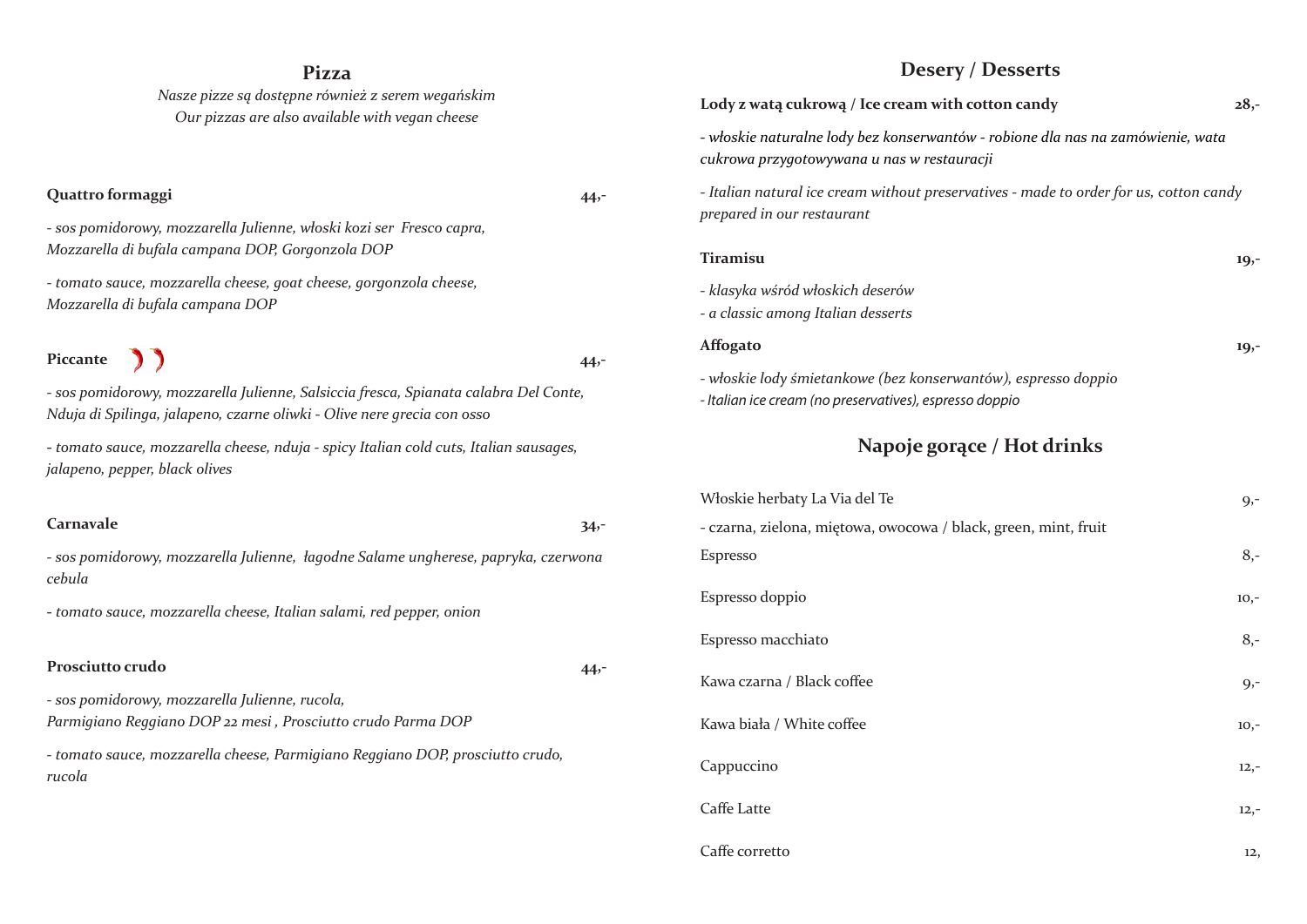## Pizza

*Nasze pizze są dostępne również z serem wegańskim*
*Our pizzas are also available with vegan cheese*

**Quattro formaggi** **44,-**

*- sos pomidorowy, mozzarella Julienne, włoski kozi ser Fresco capra, Mozzarella di bufala campana DOP, Gorgonzola DOP*

*- tomato sauce, mozzarella cheese, goat cheese, gorgonzola cheese, Mozzarella di bufala campana DOP*

**Piccante** **44,-**

*- sos pomidorowy, mozzarella Julienne, Salsiccia fresca, Spianata calabra Del Conte, Nduja di Spilinga, jalapeno, czarne oliwki - Olive nere grecia con osso*

*- tomato sauce, mozzarella cheese, nduja - spicy Italian cold cuts, Italian sausages, jalapeno, pepper, black olives*

**Carnavale** **34,-**

*- sos pomidorowy, mozzarella Julienne, łagodne Salame ungherese, papryka, czerwona cebula*

*- tomato sauce, mozzarella cheese, Italian salami, red pepper, onion*

**Prosciutto crudo** **44,-**

*- sos pomidorowy, mozzarella Julienne, rucola, Parmigiano Reggiano DOP 22 mesi , Prosciutto crudo Parma DOP*

*- tomato sauce, mozzarella cheese, Parmigiano Reggiano DOP, prosciutto crudo, rucola*

## Desery / Desserts

**Lody z watą cukrową / Ice cream with cotton candy** **28,-**

*- włoskie naturalne lody bez konserwantów - robione dla nas na zamówienie, wata cukrowa przygotowywana u nas w restauracji*

*- Italian natural ice cream without preservatives - made to order for us, cotton candy prepared in our restaurant*

**Tiramisu** **19,-**

*- klasyka wśród włoskich deserów*
*- a classic among Italian desserts*

**Affogato** **19,-**

*- włoskie lody śmietankowe (bez konserwantów), espresso doppio*
*- Italian ice cream (no preservatives), espresso doppio*

## Napoje gorące / Hot drinks

Włoskie herbaty La Via del Te 9,-
- czarna, zielona, miętowa, owocowa / black, green, mint, fruit

Espresso 8,-

Espresso doppio 10,-

Espresso macchiato 8,-

Kawa czarna / Black coffee 9,-

Kawa biała / White coffee 10,-

Cappuccino 12,-

Caffe Latte 12,-

Caffe corretto 12,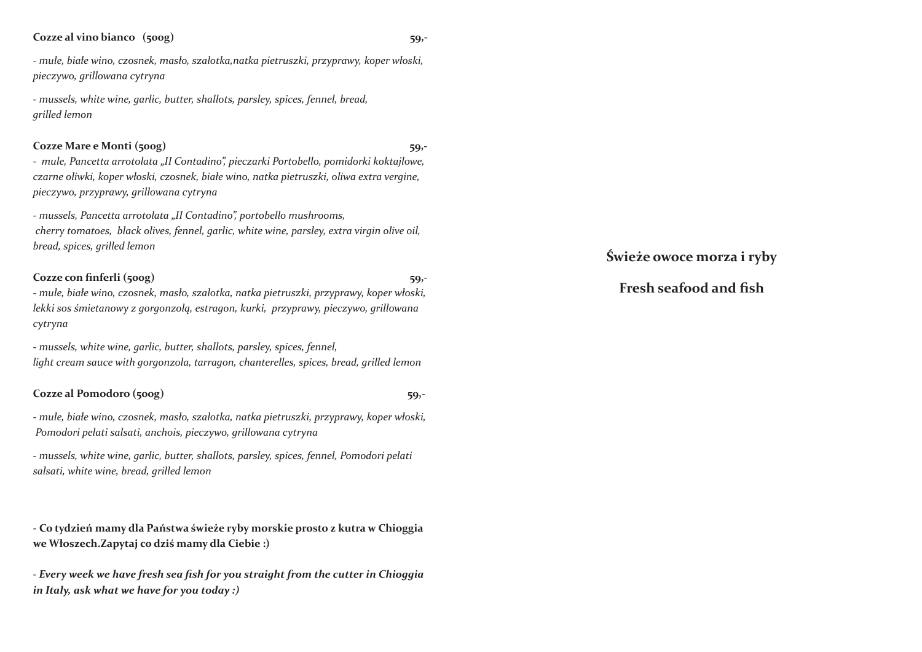**Cozze al vino bianco (500g)** 59,-

*- mule, białe wino, czosnek, masło, szalotka,natka pietruszki, przyprawy, koper włoski, pieczywo, grillowana cytryna*

*- mussels, white wine, garlic, butter, shallots, parsley, spices, fennel, bread, grilled lemon*

**Cozze Mare e Monti (500g)** 59,-

*- mule, Pancetta arrotolata „II Contadino", pieczarki Portobello, pomidorki koktajlowe, czarne oliwki, koper włoski, czosnek, białe wino, natka pietruszki, oliwa extra vergine, pieczywo, przyprawy, grillowana cytryna*

*- mussels, Pancetta arrotolata „II Contadino", portobello mushrooms, cherry tomatoes, black olives, fennel, garlic, white wine, parsley, extra virgin olive oil, bread, spices, grilled lemon*

**Cozze con finferli (500g)** 59,-

*- mule, białe wino, czosnek, masło, szalotka, natka pietruszki, przyprawy, koper włoski, lekki sos śmietanowy z gorgonzolą, estragon, kurki, przyprawy, pieczywo, grillowana cytryna*

*- mussels, white wine, garlic, butter, shallots, parsley, spices, fennel, light cream sauce with gorgonzola, tarragon, chanterelles, spices, bread, grilled lemon*

**Cozze al Pomodoro (500g)** 59,-

*- mule, białe wino, czosnek, masło, szalotka, natka pietruszki, przyprawy, koper włoski, Pomodori pelati salsati, anchois, pieczywo, grillowana cytryna*

*- mussels, white wine, garlic, butter, shallots, parsley, spices, fennel, Pomodori pelati salsati, white wine, bread, grilled lemon*

- **Co tydzień mamy dla Państwa świeże ryby morskie prosto z kutra w Chioggia we Włoszech.Zapytaj co dziś mamy dla Ciebie :)**

- ***Every week we have fresh sea fish for you straight from the cutter in Chioggia in Italy, ask what we have for you today :)***

## Świeże owoce morza i ryby

## Fresh seafood and fish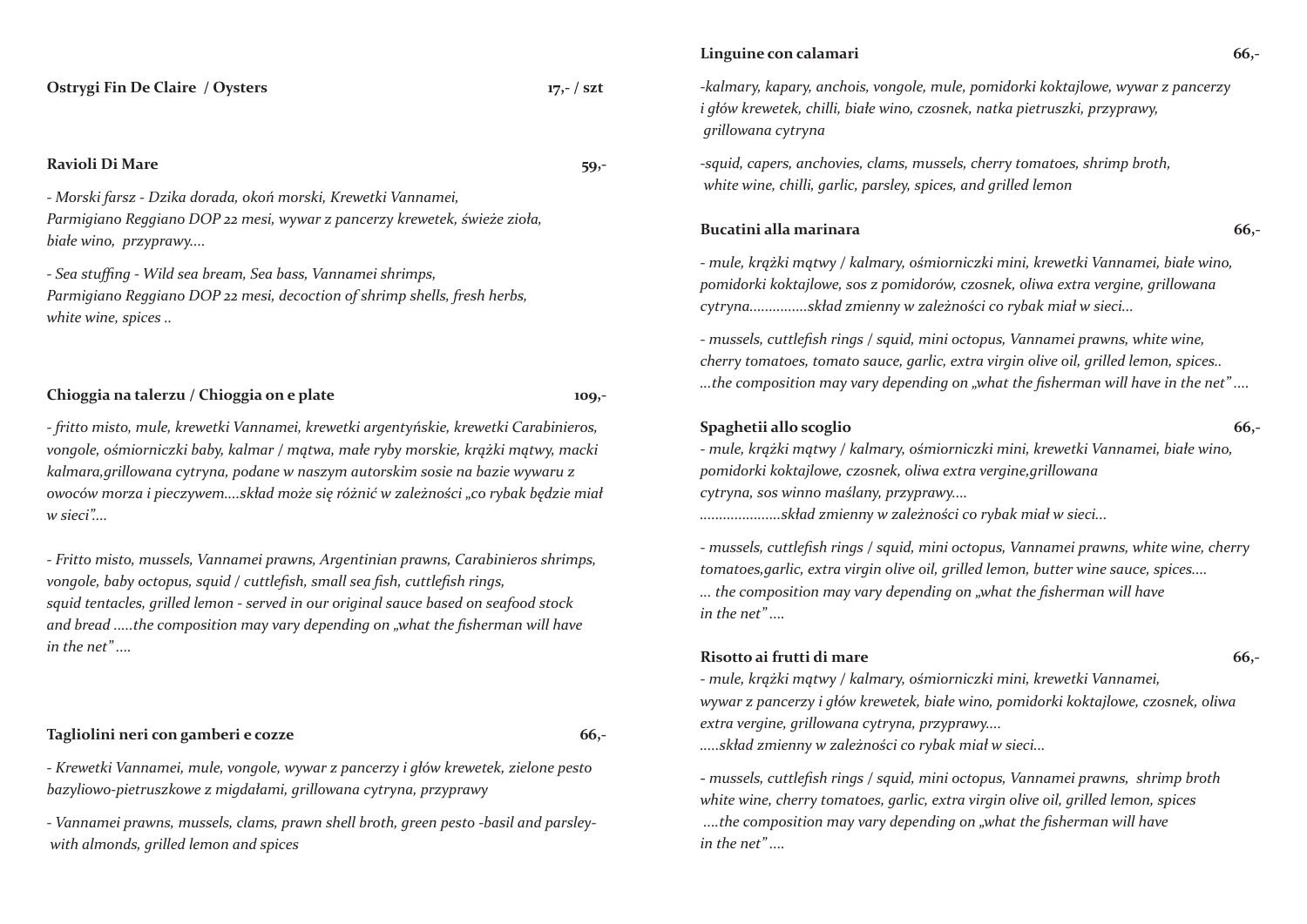**Ostrygi Fin De Claire / Oysters** 17,- / szt

**Ravioli Di Mare** 59,-

*- Morski farsz - Dzika dorada, okoń morski, Krewetki Vannamei, Parmigiano Reggiano DOP 22 mesi, wywar z pancerzy krewetek, świeże zioła, białe wino, przyprawy....*

*- Sea stuffing - Wild sea bream, Sea bass, Vannamei shrimps, Parmigiano Reggiano DOP 22 mesi, decoction of shrimp shells, fresh herbs, white wine, spices ..*

**Chioggia na talerzu / Chioggia on e plate** 109,-

*- fritto misto, mule, krewetki Vannamei, krewetki argentyńskie, krewetki Carabinieros, vongole, ośmiorniczki baby, kalmar / mątwa, małe ryby morskie, krążki mątwy, macki kalmara,grillowana cytryna, podane w naszym autorskim sosie na bazie wywaru z owoców morza i pieczywem....skład może się różnić w zależności „co rybak będzie miał w sieci"....*

*- Fritto misto, mussels, Vannamei prawns, Argentinian prawns, Carabinieros shrimps, vongole, baby octopus, squid / cuttlefish, small sea fish, cuttlefish rings, squid tentacles, grilled lemon - served in our original sauce based on seafood stock and bread .....the composition may vary depending on „what the fisherman will have in the net" ....*

**Tagliolini neri con gamberi e cozze** 66,-

*- Krewetki Vannamei, mule, vongole, wywar z pancerzy i głów krewetek, zielone pesto bazyliowo-pietruszkowe z migdałami, grillowana cytryna, przyprawy*

*- Vannamei prawns, mussels, clams, prawn shell broth, green pesto -basil and parsley- with almonds, grilled lemon and spices*

**Linguine con calamari** 66,-

*-kalmary, kapary, anchois, vongole, mule, pomidorki koktajlowe, wywar z pancerzy i głów krewetek, chilli, białe wino, czosnek, natka pietruszki, przyprawy, grillowana cytryna*

*-squid, capers, anchovies, clams, mussels, cherry tomatoes, shrimp broth, white wine, chilli, garlic, parsley, spices, and grilled lemon*

**Bucatini alla marinara** 66,-

*- mule, krążki mątwy / kalmary, ośmiorniczki mini, krewetki Vannamei, białe wino, pomidorki koktajlowe, sos z pomidorów, czosnek, oliwa extra vergine, grillowana cytryna...............skład zmienny w zależności co rybak miał w sieci...*

*- mussels, cuttlefish rings / squid, mini octopus, Vannamei prawns, white wine, cherry tomatoes, tomato sauce, garlic, extra virgin olive oil, grilled lemon, spices.. ...the composition may vary depending on „what the fisherman will have in the net" ....*

**Spaghetii allo scoglio** 66,-

*- mule, krążki mątwy / kalmary, ośmiorniczki mini, krewetki Vannamei, białe wino, pomidorki koktajlowe, czosnek, oliwa extra vergine,grillowana cytryna, sos winno maślany, przyprawy.... ....................skład zmienny w zależności co rybak miał w sieci...*

*- mussels, cuttlefish rings / squid, mini octopus, Vannamei prawns, white wine, cherry tomatoes,garlic, extra virgin olive oil, grilled lemon, butter wine sauce, spices.... ... the composition may vary depending on „what the fisherman will have in the net" ....*

**Risotto ai frutti di mare** 66,-

*- mule, krążki mątwy / kalmary, ośmiorniczki mini, krewetki Vannamei, wywar z pancerzy i głów krewetek, białe wino, pomidorki koktajlowe, czosnek, oliwa extra vergine, grillowana cytryna, przyprawy.... .....skład zmienny w zależności co rybak miał w sieci...*

*- mussels, cuttlefish rings / squid, mini octopus, Vannamei prawns, shrimp broth white wine, cherry tomatoes, garlic, extra virgin olive oil, grilled lemon, spices ....the composition may vary depending on „what the fisherman will have in the net" ....*